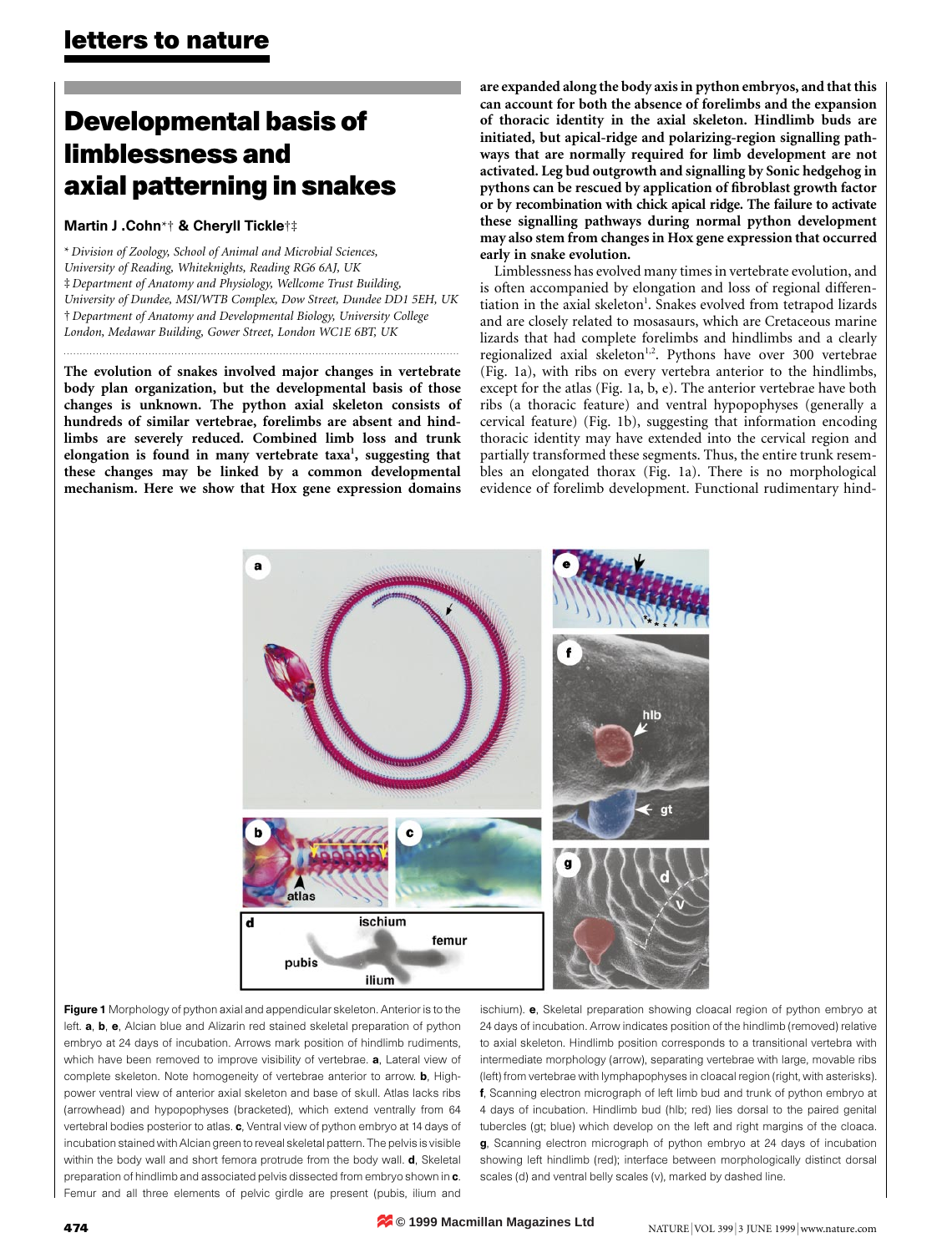# Developmental basis of limblessness and axial patterning in snakes

**Martin J .Cohn*† & Cheryll Tickle†‡**

\* *Division of Zoology, School of Animal and Microbial Sciences, University of Reading, Whiteknights, Reading RG6 6AJ, UK*
‡ *Department of Anatomy and Physiology, Wellcome Trust Building, University of Dundee, MSI/WTB Complex, Dow Street, Dundee DD1 5EH, UK*
† *Department of Anatomy and Developmental Biology, University College London, Medawar Building, Gower Street, London WC1E 6BT, UK*

**The evolution of snakes involved major changes in vertebrate body plan organization, but the developmental basis of those changes is unknown. The python axial skeleton consists of hundreds of similar vertebrae, forelimbs are absent and hindlimbs are severely reduced. Combined limb loss and trunk elongation is found in many vertebrate taxa[1], suggesting that these changes may be linked by a common developmental mechanism. Here we show that Hox gene expression domains are expanded along the body axis in python embryos, and that this can account for both the absence of forelimbs and the expansion of thoracic identity in the axial skeleton. Hindlimb buds are initiated, but apical-ridge and polarizing-region signalling pathways that are normally required for limb development are not activated. Leg bud outgrowth and signalling by Sonic hedgehog in pythons can be rescued by application of fibroblast growth factor or by recombination with chick apical ridge. The failure to activate these signalling pathways during normal python development may also stem from changes in Hox gene expression that occurred early in snake evolution.**

Limblessness has evolved many times in vertebrate evolution, and is often accompanied by elongation and loss of regional differentiation in the axial skeleton[1]. Snakes evolved from tetrapod lizards and are closely related to mosasaurs, which are Cretaceous marine lizards that had complete forelimbs and hindlimbs and a clearly regionalized axial skeleton[1,2]. Pythons have over 300 vertebrae (Fig. 1a), with ribs on every vertebra anterior to the hindlimbs, except for the atlas (Fig. 1a, b, e). The anterior vertebrae have both ribs (a thoracic feature) and ventral hypopophyses (generally a cervical feature) (Fig. 1b), suggesting that information encoding thoracic identity may have extended into the cervical region and partially transformed these segments. Thus, the entire trunk resembles an elongated thorax (Fig. 1a). There is no morphological evidence of forelimb development. Functional rudimentary hind-

**Figure 1** Morphology of python axial and appendicular skeleton. Anterior is to the left. **a**, **b**, **e**, Alcian blue and Alizarin red stained skeletal preparation of python embryo at 24 days of incubation. Arrows mark position of hindlimb rudiments, which have been removed to improve visibility of vertebrae. **a**, Lateral view of complete skeleton. Note homogeneity of vertebrae anterior to arrow. **b**, High-power ventral view of anterior axial skeleton and base of skull. Atlas lacks ribs (arrowhead) and hypopophyses (bracketed), which extend ventrally from 64 vertebral bodies posterior to atlas. **c**, Ventral view of python embryo at 14 days of incubation stained with Alcian green to reveal skeletal pattern. The pelvis is visible within the body wall and short femora protrude from the body wall. **d**, Skeletal preparation of hindlimb and associated pelvis dissected from embryo shown in **c**. Femur and all three elements of pelvic girdle are present (pubis, ilium and ischium). **e**, Skeletal preparation showing cloacal region of python embryo at 24 days of incubation. Arrow indicates position of the hindlimb (removed) relative to axial skeleton. Hindlimb position corresponds to a transitional vertebra with intermediate morphology (arrow), separating vertebrae with large, movable ribs (left) from vertebrae with lymphapophyses in cloacal region (right, with asterisks). **f**, Scanning electron micrograph of left limb bud and trunk of python embryo at 4 days of incubation. Hindlimb bud (hlb; red) lies dorsal to the paired genital tubercles (gt; blue) which develop on the left and right margins of the cloaca. **g**, Scanning electron micrograph of python embryo at 24 days of incubation showing left hindlimb (red); interface between morphologically distinct dorsal scales (d) and ventral belly scales (v), marked by dashed line.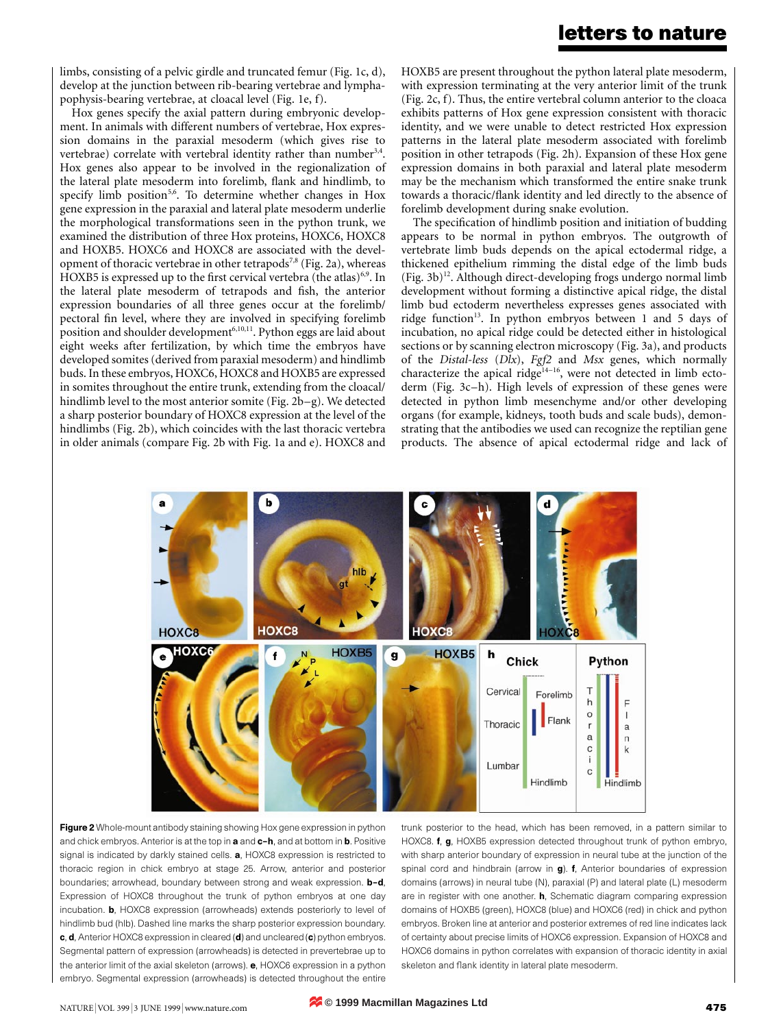limbs, consisting of a pelvic girdle and truncated femur (Fig. 1c, d), develop at the junction between rib-bearing vertebrae and lymphapophysis-bearing vertebrae, at cloacal level (Fig. 1e, f).

Hox genes specify the axial pattern during embryonic development. In animals with different numbers of vertebrae, Hox expression domains in the paraxial mesoderm (which gives rise to vertebrae) correlate with vertebral identity rather than number[3,4]. Hox genes also appear to be involved in the regionalization of the lateral plate mesoderm into forelimb, flank and hindlimb, to specify limb position[5,6]. To determine whether changes in Hox gene expression in the paraxial and lateral plate mesoderm underlie the morphological transformations seen in the python trunk, we examined the distribution of three Hox proteins, HOXC6, HOXC8 and HOXB5. HOXC6 and HOXC8 are associated with the development of thoracic vertebrae in other tetrapods[7,8] (Fig. 2a), whereas HOXB5 is expressed up to the first cervical vertebra (the atlas)[6,9]. In the lateral plate mesoderm of tetrapods and fish, the anterior expression boundaries of all three genes occur at the forelimb/pectoral fin level, where they are involved in specifying forelimb position and shoulder development[6,10,11]. Python eggs are laid about eight weeks after fertilization, by which time the embryos have developed somites (derived from paraxial mesoderm) and hindlimb buds. In these embryos, HOXC6, HOXC8 and HOXB5 are expressed in somites throughout the entire trunk, extending from the cloacal/hindlimb level to the most anterior somite (Fig. 2b–g). We detected a sharp posterior boundary of HOXC8 expression at the level of the hindlimbs (Fig. 2b), which coincides with the last thoracic vertebra in older animals (compare Fig. 2b with Fig. 1a and e). HOXC8 and HOXB5 are present throughout the python lateral plate mesoderm, with expression terminating at the very anterior limit of the trunk (Fig. 2c, f). Thus, the entire vertebral column anterior to the cloaca exhibits patterns of Hox gene expression consistent with thoracic identity, and we were unable to detect restricted Hox expression patterns in the lateral plate mesoderm associated with forelimb position in other tetrapods (Fig. 2h). Expansion of these Hox gene expression domains in both paraxial and lateral plate mesoderm may be the mechanism which transformed the entire snake trunk towards a thoracic/flank identity and led directly to the absence of forelimb development during snake evolution.

The specification of hindlimb position and initiation of budding appears to be normal in python embryos. The outgrowth of vertebrate limb buds depends on the apical ectodermal ridge, a thickened epithelium rimming the distal edge of the limb buds (Fig. 3b)[12]. Although direct-developing frogs undergo normal limb development without forming a distinctive apical ridge, the distal limb bud ectoderm nevertheless expresses genes associated with ridge function[13]. In python embryos between 1 and 5 days of incubation, no apical ridge could be detected either in histological sections or by scanning electron microscopy (Fig. 3a), and products of the *Distal-less* (*Dlx*), *Fgf2* and *Msx* genes, which normally characterize the apical ridge[14–16], were not detected in limb ectoderm (Fig. 3c–h). High levels of expression of these genes were detected in python limb mesenchyme and/or other developing organs (for example, kidneys, tooth buds and scale buds), demonstrating that the antibodies we used can recognize the reptilian gene products. The absence of apical ectodermal ridge and lack of

**Figure 2** Whole-mount antibody staining showing Hox gene expression in python and chick embryos. Anterior is at the top in **a** and **c–h**, and at bottom in **b**. Positive signal is indicated by darkly stained cells. **a**, HOXC8 expression is restricted to thoracic region in chick embryo at stage 25. Arrow, anterior and posterior boundaries; arrowhead, boundary between strong and weak expression. **b–d**, Expression of HOXC8 throughout the trunk of python embryos at one day incubation. **b**, HOXC8 expression (arrowheads) extends posteriorly to level of hindlimb bud (hlb). Dashed line marks the sharp posterior expression boundary. **c**, **d**, Anterior HOXC8 expression in cleared (**d**) and uncleared (**c**) python embryos. Segmental pattern of expression (arrowheads) is detected in prevertebrae up to the anterior limit of the axial skeleton (arrows). **e**, HOXC6 expression in a python embryo. Segmental expression (arrowheads) is detected throughout the entire trunk posterior to the head, which has been removed, in a pattern similar to HOXC8. **f**, **g**, HOXB5 expression detected throughout trunk of python embryo, with sharp anterior boundary of expression in neural tube at the junction of the spinal cord and hindbrain (arrow in **g**). **f**, Anterior boundaries of expression domains (arrows) in neural tube (N), paraxial (P) and lateral plate (L) mesoderm are in register with one another. **h**, Schematic diagram comparing expression domains of HOXB5 (green), HOXC8 (blue) and HOXC6 (red) in chick and python embryos. Broken line at anterior and posterior extremes of red line indicates lack of certainty about precise limits of HOXC6 expression. Expansion of HOXC8 and HOXC6 domains in python correlates with expansion of thoracic identity in axial skeleton and flank identity in lateral plate mesoderm.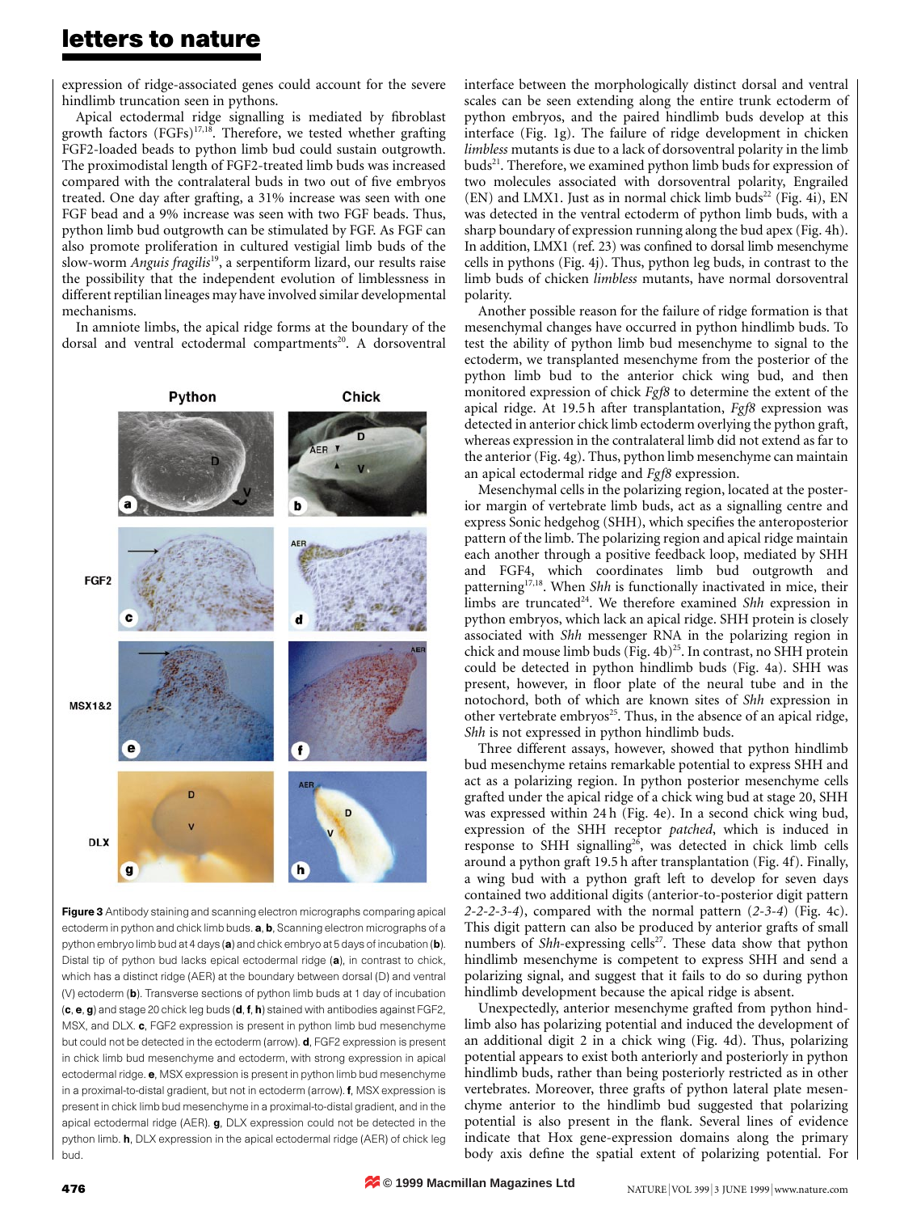expression of ridge-associated genes could account for the severe hindlimb truncation seen in pythons.

Apical ectodermal ridge signalling is mediated by fibroblast growth factors (FGFs)[17,18]. Therefore, we tested whether grafting FGF2-loaded beads to python limb bud could sustain outgrowth. The proximodistal length of FGF2-treated limb buds was increased compared with the contralateral buds in two out of five embryos treated. One day after grafting, a 31% increase was seen with one FGF bead and a 9% increase was seen with two FGF beads. Thus, python limb bud outgrowth can be stimulated by FGF. As FGF can also promote proliferation in cultured vestigial limb buds of the slow-worm *Anguis fragilis*[19], a serpentiform lizard, our results raise the possibility that the independent evolution of limblessness in different reptilian lineages may have involved similar developmental mechanisms.

In amniote limbs, the apical ridge forms at the boundary of the dorsal and ventral ectodermal compartments[20]. A dorsoventral interface between the morphologically distinct dorsal and ventral scales can be seen extending along the entire trunk ectoderm of python embryos, and the paired hindlimb buds develop at this interface (Fig. 1g). The failure of ridge development in chicken *limbless* mutants is due to a lack of dorsoventral polarity in the limb buds[21]. Therefore, we examined python limb buds for expression of two molecules associated with dorsoventral polarity, Engrailed (EN) and LMX1. Just as in normal chick limb buds[22] (Fig. 4i), EN was detected in the ventral ectoderm of python limb buds, with a sharp boundary of expression running along the bud apex (Fig. 4h). In addition, LMX1 (ref. 23) was confined to dorsal limb mesenchyme cells in pythons (Fig. 4j). Thus, python leg buds, in contrast to the limb buds of chicken *limbless* mutants, have normal dorsoventral polarity.

Another possible reason for the failure of ridge formation is that mesenchymal changes have occurred in python hindlimb buds. To test the ability of python limb bud mesenchyme to signal to the ectoderm, we transplanted mesenchyme from the posterior of the python limb bud to the anterior chick wing bud, and then monitored expression of chick *Fgf8* to determine the extent of the apical ridge. At 19.5 h after transplantation, *Fgf8* expression was detected in anterior chick limb ectoderm overlying the python graft, whereas expression in the contralateral limb did not extend as far to the anterior (Fig. 4g). Thus, python limb mesenchyme can maintain an apical ectodermal ridge and *Fgf8* expression.

Mesenchymal cells in the polarizing region, located at the posterior margin of vertebrate limb buds, act as a signalling centre and express Sonic hedgehog (SHH), which specifies the anteroposterior pattern of the limb. The polarizing region and apical ridge maintain each another through a positive feedback loop, mediated by SHH and FGF4, which coordinates limb bud outgrowth and patterning[17,18]. When *Shh* is functionally inactivated in mice, their limbs are truncated[24]. We therefore examined *Shh* expression in python embryos, which lack an apical ridge. SHH protein is closely associated with *Shh* messenger RNA in the polarizing region in chick and mouse limb buds (Fig. 4b)[25]. In contrast, no SHH protein could be detected in python hindlimb buds (Fig. 4a). SHH was present, however, in floor plate of the neural tube and in the notochord, both of which are known sites of *Shh* expression in other vertebrate embryos[25]. Thus, in the absence of an apical ridge, *Shh* is not expressed in python hindlimb buds.

Three different assays, however, showed that python hindlimb bud mesenchyme retains remarkable potential to express SHH and act as a polarizing region. In python posterior mesenchyme cells grafted under the apical ridge of a chick wing bud at stage 20, SHH was expressed within 24 h (Fig. 4e). In a second chick wing bud, expression of the SHH receptor *patched*, which is induced in response to SHH signalling[26], was detected in chick limb cells around a python graft 19.5 h after transplantation (Fig. 4f). Finally, a wing bud with a python graft left to develop for seven days contained two additional digits (anterior-to-posterior digit pattern *2-2-2-3-4*), compared with the normal pattern (*2-3-4*) (Fig. 4c). This digit pattern can also be produced by anterior grafts of small numbers of *Shh*-expressing cells[27]. These data show that python hindlimb mesenchyme is competent to express SHH and send a polarizing signal, and suggest that it fails to do so during python hindlimb development because the apical ridge is absent.

Unexpectedly, anterior mesenchyme grafted from python hindlimb also has polarizing potential and induced the development of an additional digit 2 in a chick wing (Fig. 4d). Thus, polarizing potential appears to exist both anteriorly and posteriorly in python hindlimb buds, rather than being posteriorly restricted as in other vertebrates. Moreover, three grafts of python lateral plate mesenchyme anterior to the hindlimb bud suggested that polarizing potential is also present in the flank. Several lines of evidence indicate that Hox gene-expression domains along the primary body axis define the spatial extent of polarizing potential. For

**Figure 3** Antibody staining and scanning electron micrographs comparing apical ectoderm in python and chick limb buds. **a**, **b**, Scanning electron micrographs of a python embryo limb bud at 4 days (**a**) and chick embryo at 5 days of incubation (**b**). Distal tip of python bud lacks epical ectodermal ridge (**a**), in contrast to chick, which has a distinct ridge (AER) at the boundary between dorsal (D) and ventral (V) ectoderm (**b**). Transverse sections of python limb buds at 1 day of incubation (**c**, **e**, **g**) and stage 20 chick leg buds (**d**, **f**, **h**) stained with antibodies against FGF2, MSX, and DLX. **c**, FGF2 expression is present in python limb bud mesenchyme but could not be detected in the ectoderm (arrow). **d**, FGF2 expression is present in chick limb bud mesenchyme and ectoderm, with strong expression in apical ectodermal ridge. **e**, MSX expression is present in python limb bud mesenchyme in a proximal-to-distal gradient, but not in ectoderm (arrow). **f**, MSX expression is present in chick limb bud mesenchyme in a proximal-to-distal gradient, and in the apical ectodermal ridge (AER). **g**, DLX expression could not be detected in the python limb. **h**, DLX expression in the apical ectodermal ridge (AER) of chick leg bud.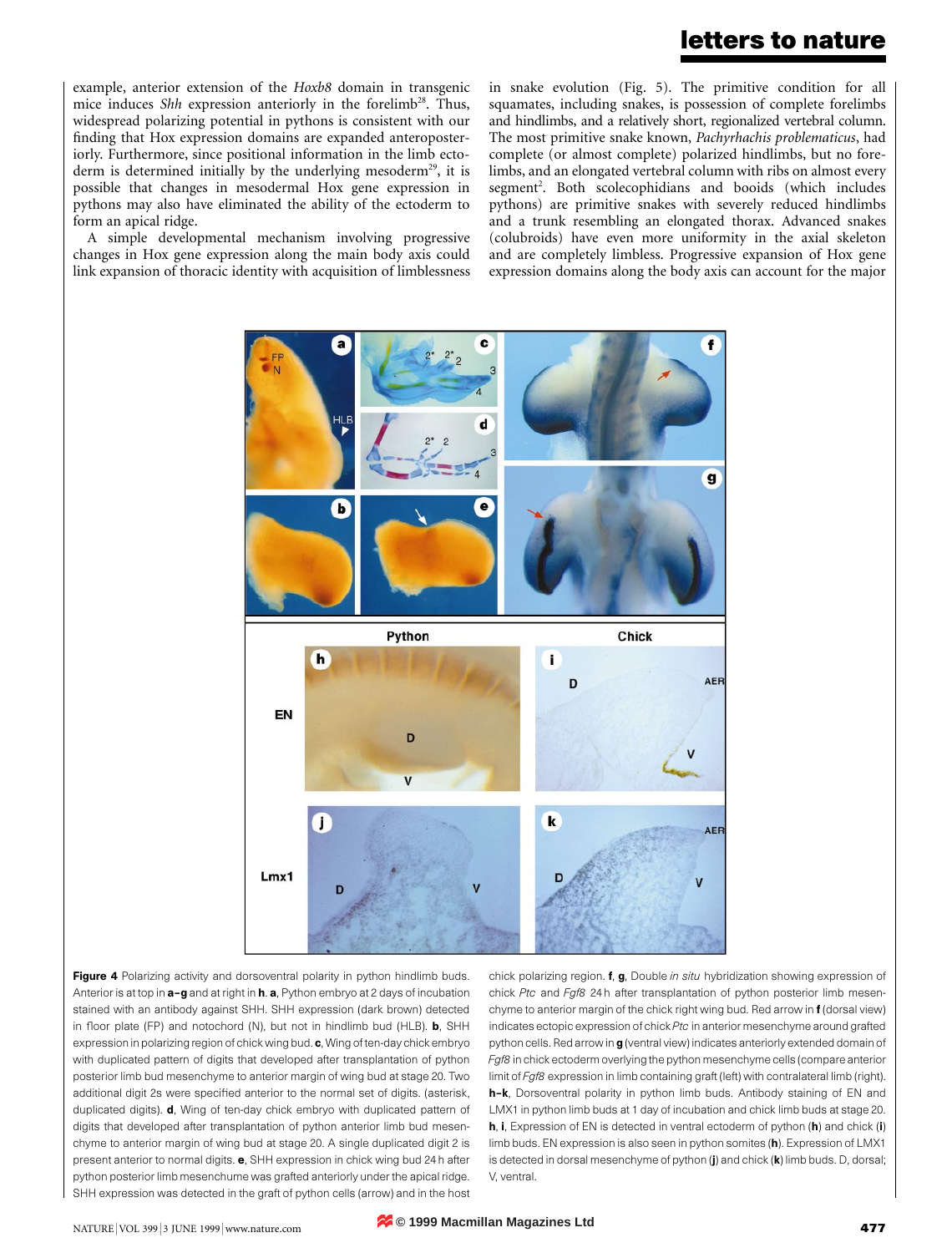example, anterior extension of the *Hoxb8* domain in transgenic mice induces *Shh* expression anteriorly in the forelimb[28]. Thus, widespread polarizing potential in pythons is consistent with our finding that Hox expression domains are expanded anteroposteriorly. Furthermore, since positional information in the limb ectoderm is determined initially by the underlying mesoderm[29], it is possible that changes in mesodermal Hox gene expression in pythons may also have eliminated the ability of the ectoderm to form an apical ridge.

A simple developmental mechanism involving progressive changes in Hox gene expression along the main body axis could link expansion of thoracic identity with acquisition of limblessness in snake evolution (Fig. 5). The primitive condition for all squamates, including snakes, is possession of complete forelimbs and hindlimbs, and a relatively short, regionalized vertebral column. The most primitive snake known, *Pachyrhachis problematicus*, had complete (or almost complete) polarized hindlimbs, but no forelimbs, and an elongated vertebral column with ribs on almost every segment[2]. Both scolecophidians and booids (which includes pythons) are primitive snakes with severely reduced hindlimbs and a trunk resembling an elongated thorax. Advanced snakes (colubroids) have even more uniformity in the axial skeleton and are completely limbless. Progressive expansion of Hox gene expression domains along the body axis can account for the major

**Figure 4** Polarizing activity and dorsoventral polarity in python hindlimb buds. Anterior is at top in **a**–**g** and at right in **h**. **a**, Python embryo at 2 days of incubation stained with an antibody against SHH. SHH expression (dark brown) detected in floor plate (FP) and notochord (N), but not in hindlimb bud (HLB). **b**, SHH expression in polarizing region of chick wing bud. **c**, Wing of ten-day chick embryo with duplicated pattern of digits that developed after transplantation of python posterior limb bud mesenchyme to anterior margin of wing bud at stage 20. Two additional digit 2s were specified anterior to the normal set of digits. (asterisk, duplicated digits). **d**, Wing of ten-day chick embryo with duplicated pattern of digits that developed after transplantation of python anterior limb bud mesenchyme to anterior margin of wing bud at stage 20. A single duplicated digit 2 is present anterior to normal digits. **e**, SHH expression in chick wing bud 24 h after python posterior limb mesenchume was grafted anteriorly under the apical ridge. SHH expression was detected in the graft of python cells (arrow) and in the host chick polarizing region. **f**, **g**, Double *in situ* hybridization showing expression of chick *Ptc* and *Fgf8* 24 h after transplantation of python posterior limb mesenchyme to anterior margin of the chick right wing bud. Red arrow in **f** (dorsal view) indicates ectopic expression of chick *Ptc* in anterior mesenchyme around grafted python cells. Red arrow in **g** (ventral view) indicates anteriorly extended domain of *Fgf8* in chick ectoderm overlying the python mesenchyme cells (compare anterior limit of *Fgf8* expression in limb containing graft (left) with contralateral limb (right). **h**–**k**, Dorsoventral polarity in python limb buds. Antibody staining of EN and LMX1 in python limb buds at 1 day of incubation and chick limb buds at stage 20. **h**, **i**, Expression of EN is detected in ventral ectoderm of python (**h**) and chick (**i**) limb buds. EN expression is also seen in python somites (**h**). Expression of LMX1 is detected in dorsal mesenchyme of python (**j**) and chick (**k**) limb buds. D, dorsal; V, ventral.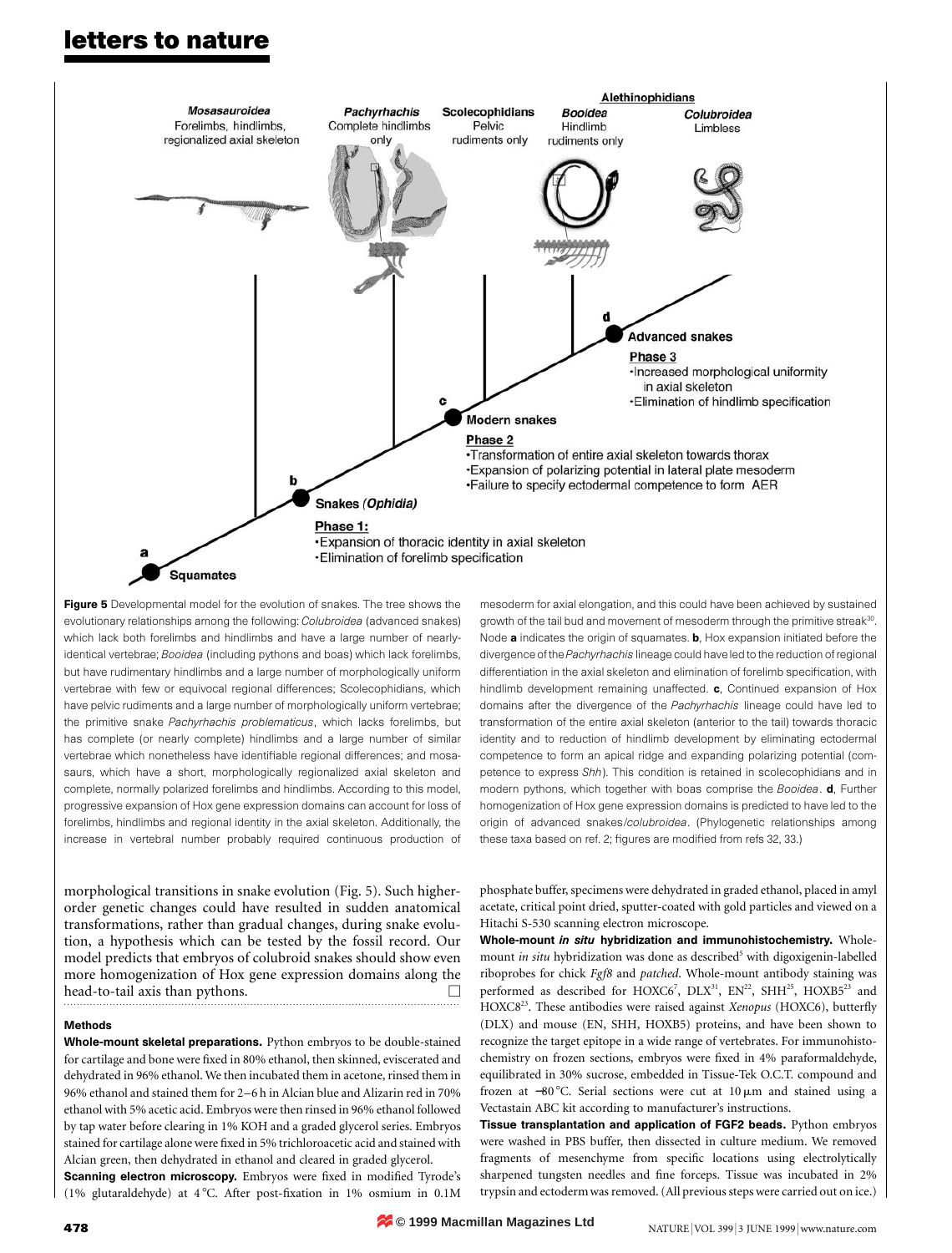**Figure 5** Developmental model for the evolution of snakes. The tree shows the evolutionary relationships among the following: *Colubroidea* (advanced snakes) which lack both forelimbs and hindlimbs and have a large number of nearly-identical vertebrae; *Booidea* (including pythons and boas) which lack forelimbs, but have rudimentary hindlimbs and a large number of morphologically uniform vertebrae with few or equivocal regional differences; Scolecophidians, which have pelvic rudiments and a large number of morphologically uniform vertebrae; the primitive snake *Pachyrhachis problematicus*, which lacks forelimbs, but has complete (or nearly complete) hindlimbs and a large number of similar vertebrae which nonetheless have identifiable regional differences; and mosasaurs, which have a short, morphologically regionalized axial skeleton and complete, normally polarized forelimbs and hindlimbs. According to this model, progressive expansion of Hox gene expression domains can account for loss of forelimbs, hindlimbs and regional identity in the axial skeleton. Additionally, the increase in vertebral number probably required continuous production of mesoderm for axial elongation, and this could have been achieved by sustained growth of the tail bud and movement of mesoderm through the primitive streak[30]. Node **a** indicates the origin of squamates. **b**, Hox expansion initiated before the divergence of the *Pachyrhachis* lineage could have led to the reduction of regional differentiation in the axial skeleton and elimination of forelimb specification, with hindlimb development remaining unaffected. **c**, Continued expansion of Hox domains after the divergence of the *Pachyrhachis* lineage could have led to transformation of the entire axial skeleton (anterior to the tail) towards thoracic identity and to reduction of hindlimb development by eliminating ectodermal competence to form an apical ridge and expanding polarizing potential (competence to express *Shh*). This condition is retained in scolecophidians and in modern pythons, which together with boas comprise the *Booidea*. **d**, Further homogenization of Hox gene expression domains is predicted to have led to the origin of advanced snakes/*colubroidea*. (Phylogenetic relationships among these taxa based on ref. 2; figures are modified from refs 32, 33.)

morphological transitions in snake evolution (Fig. 5). Such higher-order genetic changes could have resulted in sudden anatomical transformations, rather than gradual changes, during snake evolution, a hypothesis which can be tested by the fossil record. Our model predicts that embryos of colubroid snakes should show even more homogenization of Hox gene expression domains along the head-to-tail axis than pythons. □

## Methods

**Whole-mount skeletal preparations.** Python embryos to be double-stained for cartilage and bone were fixed in 80% ethanol, then skinned, eviscerated and dehydrated in 96% ethanol. We then incubated them in acetone, rinsed them in 96% ethanol and stained them for 2–6 h in Alcian blue and Alizarin red in 70% ethanol with 5% acetic acid. Embryos were then rinsed in 96% ethanol followed by tap water before clearing in 1% KOH and a graded glycerol series. Embryos stained for cartilage alone were fixed in 5% trichloroacetic acid and stained with Alcian green, then dehydrated in ethanol and cleared in graded glycerol.

**Scanning electron microscopy.** Embryos were fixed in modified Tyrode's (1% glutaraldehyde) at 4 °C. After post-fixation in 1% osmium in 0.1 M phosphate buffer, specimens were dehydrated in graded ethanol, placed in amyl acetate, critical point dried, sputter-coated with gold particles and viewed on a Hitachi S-530 scanning electron microscope.

**Whole-mount *in situ* hybridization and immunohistochemistry.** Whole-mount *in situ* hybridization was done as described[5] with digoxigenin-labelled riboprobes for chick *Fgf8* and *patched*. Whole-mount antibody staining was performed as described for HOXC6[7], DLX[31], EN[22], SHH[25], HOXB5[23] and HOXC8[23]. These antibodies were raised against *Xenopus* (HOXC6), butterfly (DLX) and mouse (EN, SHH, HOXB5) proteins, and have been shown to recognize the target epitope in a wide range of vertebrates. For immunohistochemistry on frozen sections, embryos were fixed in 4% paraformaldehyde, equilibrated in 30% sucrose, embedded in Tissue-Tek O.C.T. compound and frozen at −80 °C. Serial sections were cut at 10 μm and stained using a Vectastain ABC kit according to manufacturer's instructions.

**Tissue transplantation and application of FGF2 beads.** Python embryos were washed in PBS buffer, then dissected in culture medium. We removed fragments of mesenchyme from specific locations using electrolytically sharpened tungsten needles and fine forceps. Tissue was incubated in 2% trypsin and ectoderm was removed. (All previous steps were carried out on ice.)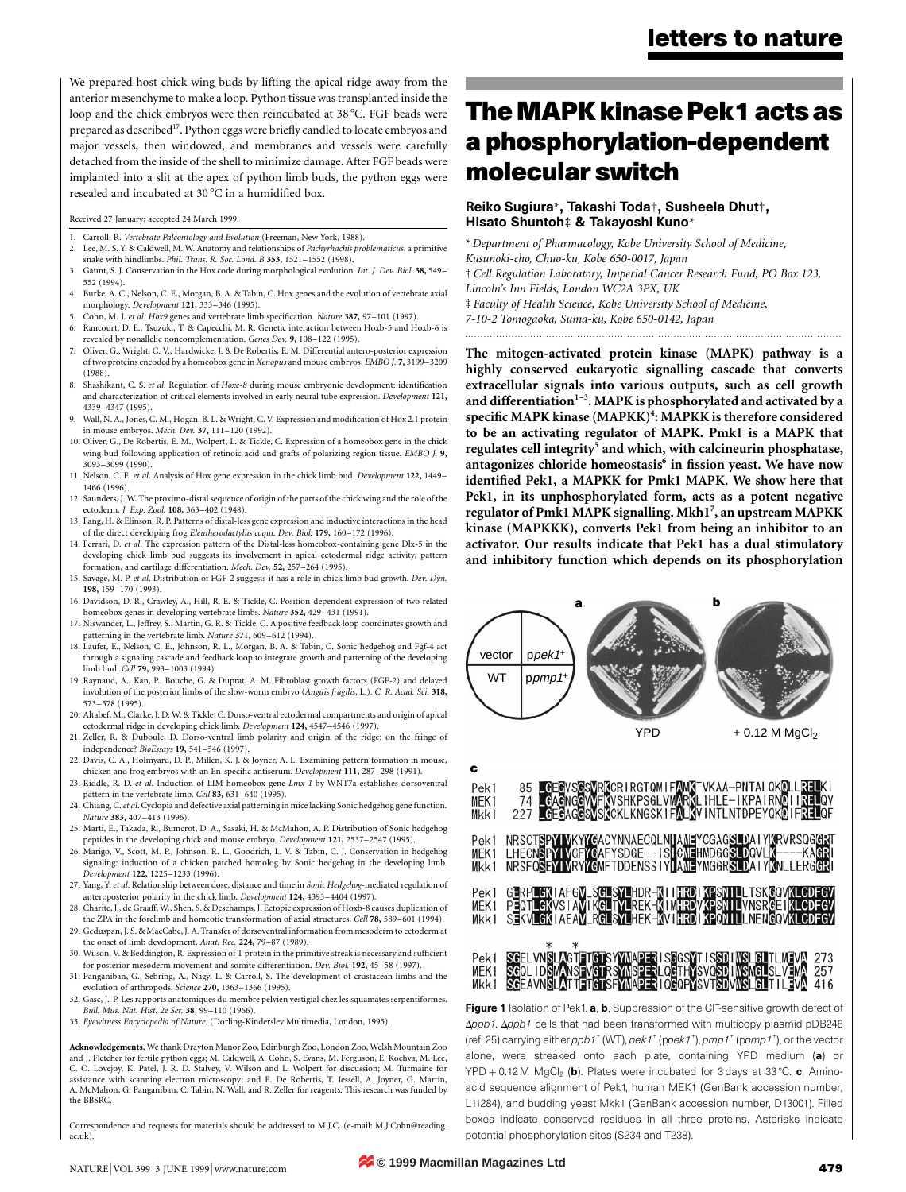We prepared host chick wing buds by lifting the apical ridge away from the anterior mesenchyme to make a loop. Python tissue was transplanted inside the loop and the chick embryos were then reincubated at 38 °C. FGF beads were prepared as described[17]. Python eggs were briefly candled to locate embryos and major vessels, then windowed, and membranes and vessels were carefully detached from the inside of the shell to minimize damage. After FGF beads were implanted into a slit at the apex of python limb buds, the python eggs were resealed and incubated at 30 °C in a humidified box.

Received 27 January; accepted 24 March 1999.

1. Carroll, R. *Vertebrate Paleontology and Evolution* (Freeman, New York, 1988).
2. Lee, M. S. Y. & Caldwell, M. W. Anatomy and relationships of *Pachyrhachis problematicus*, a primitive snake with hindlimbs. *Phil. Trans. R. Soc. Lond. B* **353,** 1521–1552 (1998).
3. Gaunt, S. J. Conservation in the Hox code during morphological evolution. *Int. J. Dev. Biol.* **38,** 549–552 (1994).
4. Burke, A. C., Nelson, C. E., Morgan, B. A. & Tabin, C. Hox genes and the evolution of vertebrate axial morphology. *Development* **121,** 333–346 (1995).
5. Cohn, M. J. *et al*. *Hox9* genes and vertebrate limb specification. *Nature* **387,** 97–101 (1997).
6. Rancourt, D. E., Tsuzuki, T. & Capecchi, M. R. Genetic interaction between Hoxb-5 and Hoxb-6 is revealed by nonallelic noncomplementation. *Genes Dev.* **9,** 108–122 (1995).
7. Oliver, G., Wright, C. V., Hardwicke, J. & De Robertis, E. M. Differential antero-posterior expression of two proteins encoded by a homeobox gene in *Xenopus* and mouse embryos. *EMBO J.* **7,** 3199–3209 (1988).
8. Shashikant, C. S. *et al*. Regulation of *Hoxc-8* during mouse embryonic development: identification and characterization of critical elements involved in early neural tube expression. *Development* **121,** 4339–4347 (1995).
9. Wall, N. A., Jones, C. M., Hogan, B. L. & Wright, C. V. Expression and modification of Hox 2.1 protein in mouse embryos. *Mech. Dev.* **37,** 111–120 (1992).
10. Oliver, G., De Robertis, E. M., Wolpert, L. & Tickle, C. Expression of a homeobox gene in the chick wing bud following application of retinoic acid and grafts of polarizing region tissue. *EMBO J.* **9,** 3093–3099 (1990).
11. Nelson, C. E. *et al*. Analysis of Hox gene expression in the chick limb bud. *Development* **122,** 1449–1466 (1996).
12. Saunders, J. W. The proximo-distal sequence of origin of the parts of the chick wing and the role of the ectoderm. *J. Exp. Zool.* **108,** 363–402 (1948).
13. Fang, H. & Elinson, R. P. Patterns of distal-less gene expression and inductive interactions in the head of the direct developing frog *Eleutherodactylus coqui*. *Dev. Biol.* **179,** 160–172 (1996).
14. Ferrari, D. *et al*. The expression pattern of the Distal-less homeobox-containing gene Dlx-5 in the developing chick limb bud suggests its involvement in apical ectodermal ridge activity, pattern formation, and cartilage differentiation. *Mech. Dev.* **52,** 257–264 (1995).
15. Savage, M. P. *et al*. Distribution of FGF-2 suggests it has a role in chick limb bud growth. *Dev. Dyn.* **198,** 159–170 (1993).
16. Davidson, D. R., Crawley, A., Hill, R. E. & Tickle, C. Position-dependent expression of two related homeobox genes in developing vertebrate limbs. *Nature* **352,** 429–431 (1991).
17. Niswander, L., Jeffrey, S., Martin, G. R. & Tickle, C. A positive feedback loop coordinates growth and patterning in the vertebrate limb. *Nature* **371,** 609–612 (1994).
18. Laufer, E., Nelson, C. E., Johnson, R. L., Morgan, B. A. & Tabin, C. Sonic hedgehog and Fgf-4 act through a signaling cascade and feedback loop to integrate growth and patterning of the developing limb bud. *Cell* **79,** 993–1003 (1994).
19. Raynaud, A., Kan, P., Bouche, G. & Duprat, A. M. Fibroblast growth factors (FGF-2) and delayed involvement of the posterior limbs of the slow-worm embryo (*Anguis fragilis*, L.). *C. R. Acad. Sci.* **318,** 573–578 (1995).
20. Altabef, M., Clarke, J. D. W. & Tickle, C. Dorso-ventral ectodermal compartments and origin of apical ectodermal ridge in developing chick limb. *Development* **124,** 4547–4546 (1997).
21. Zeller, R. & Duboule, D. Dorso-ventral limb polarity and origin of the ridge: on the fringe of independence? *BioEssays* **19,** 541–546 (1997).
22. Davis, C. A., Holmyard, D. P., Millen, K. J. & Joyner, A. L. Examining pattern formation in mouse, chicken and frog embryos with an En-specific antiserum. *Development* **111,** 287–298 (1991).
23. Riddle, R. D. *et al*. Induction of LIM homeobox gene *Lmx-1* by WNT7a establishes dorsoventral pattern in the vertebrate limb. *Cell* **83,** 631–640 (1995).
24. Chiang, C. *et al*. Cyclopia and defective axial patterning in mice lacking Sonic hedgehog gene function. *Nature* **383,** 407–413 (1996).
25. Marti, E., Takada, R., Bumcrot, D. A., Sasaki, H. & McMahon, A. P. Distribution of Sonic hedgehog peptides in the developing chick and mouse embryo. *Development* **121,** 2537–2547 (1995).
26. Marigo, V., Scott, M. P., Johnson, R. L., Goodrich, L. V. & Tabin, C. J. Conservation in hedgehog signaling: induction of a chicken patched homolog by Sonic hedgehog in the developing limb. *Development* **122,** 1225–1233 (1996).
27. Yang, Y. *et al*. Relationship between dose, distance and time in *Sonic Hedgehog*-mediated regulation of anteroposterior polarity in the chick limb. *Development* **124,** 4393–4404 (1997).
28. Charite, J., de Graaff, W., Shen, S. & Deschamps, J. Ectopic expression of Hoxb-8 causes duplication of the ZPA in the forelimb and homeotic transformation of axial structures. *Cell* **78,** 589–601 (1994).
29. Geduspan, J. S. & MacCabe, J. A. Transfer of dorsoventral information from mesoderm to ectoderm at the onset of limb development. *Anat. Rec.* **224,** 79–87 (1989).
30. Wilson, V. & Beddington, R. Expression of T protein in the primitive streak is necessary and sufficient for posterior mesoderm movement and somite differentiation. *Dev. Biol.* **192,** 45–58 (1997).
31. Panganiban, G., Sebring, A., Nagy, L. & Carroll, S. The development of crustacean limbs and the evolution of arthropods. *Science* **270,** 1363–1366 (1995).
32. Gasc, J.-P. Les rapports anatomiques du membre pelvien vestigial chez les squamates serpentiformes. *Bull. Mus. Nat. Hist. 2e Ser.* **38,** 99–110 (1966).
33. *Eyewitness Encyclopedia of Nature.* (Dorling-Kindersley Multimedia, London, 1995).

**Acknowledgements.** We thank Drayton Manor Zoo, Edinburgh Zoo, London Zoo, Welsh Mountain Zoo and J. Fletcher for fertile python eggs; M. Caldwell, A. Cohn, S. Evans, M. Ferguson, E. Kochva, M. Lee, C. O. Lovejoy, K. Patel, J. R. D. Stalvey, V. Wilson and L. Wolpert for discussion; M. Turmaine for assistance with scanning electron microscopy; and E. De Robertis, T. Jessell, A. Joyner, G. Martin, A. McMahon, G. Panganiban, C. Tabin, N. Wall, and R. Zeller for reagents. This research was funded by the BBSRC.

Correspondence and requests for materials should be addressed to M.J.C. (e-mail: M.J.Cohn@reading.ac.uk).

# The MAPK kinase Pek1 acts as a phosphorylation-dependent molecular switch

**Reiko Sugiura\*, Takashi Toda†, Susheela Dhut†, Hisato Shuntoh‡ & Takayoshi Kuno\***

\* Department of Pharmacology, Kobe University School of Medicine, Kusunoki-cho, Chuo-ku, Kobe 650-0017, Japan
† Cell Regulation Laboratory, Imperial Cancer Research Fund, PO Box 123, Lincoln's Inn Fields, London WC2A 3PX, UK
‡ Faculty of Health Science, Kobe University School of Medicine, 7-10-2 Tomogaoka, Suma-ku, Kobe 650-0142, Japan

**The mitogen-activated protein kinase (MAPK) pathway is a highly conserved eukaryotic signalling cascade that converts extracellular signals into various outputs, such as cell growth and differentiation[1–3]. MAPK is phosphorylated and activated by a specific MAPK kinase (MAPKK)[4]: MAPKK is therefore considered to be an activating regulator of MAPK. Pmk1 is a MAPK that regulates cell integrity[5] and which, with calcineurin phosphatase, antagonizes chloride homeostasis[6] in fission yeast. We have now identified Pek1, a MAPKK for Pmk1 MAPK. We show here that Pek1, in its unphosphorylated form, acts as a potent negative regulator of Pmk1 MAPK signalling. Mkh1[7], an upstream MAPKK kinase (MAPKKK), converts Pek1 from being an inhibitor to an activator. Our results indicate that Pek1 has a dual stimulatory and inhibitory function which depends on its phosphorylation**

a b

vector ppek1⁺
WT ppmp1⁺

YPD + 0.12 M $MgCl_2$

c

```
Pek1   85  LGEGVSGSVRKCRIRGTQMIFAMKTVKAA-PNTALQKQLLRELKI
MEK1   74  LGAGNGGVVFKVSHKPSGLVMARKLIHLE-IKPAIRNQIIRELQV
Mkk1  227  LGEGAGGSVSKCKLKNGSKIFALKVINTLNTDPEYQKQIFRELQF

Pek1       NRSCTSPYIVKYYGACYNNAECQLNIAMEYCGAGSLDAIYKRVRSQGGRT
MEK1       LHECNSPYIVGFYGAFYSDGE--ISICMEHMDGGSLDQVLK----KAGRI
Mkk1       NRSFQSEYIVRYYGMFTDDENSSIYIAMEYMGGRSLDAIYKNLLERGGRI

Pek1       GERPLGKIAFGVLSGLSYLHDR-KIIHRDIKPSNILLTSKGQVKLCDFGV
MEK1       PEQTLGKVSIAVIKGLTYLREKHKIMHRDVKPSNILVNSRGEIKLCDFGV
Mkk1       SEKVLGKIAEAVLRGLSYLHEK-KVIHRDIKPQNILLNENGQVKLCDFGV

                  *     *
Pek1       SGELVNSLAGTFTGTSYYMAPERISGGSYTISSDIWSLGLTLMEVA  273
MEK1       SGQLIDSMANSFVGTRSYMSPERLQGTHYSVQSDIWSMGLSLVEMA  257
Mkk1       SGEAVNSLATTFTGTSFYMAPERIQGQPYSVTSDVWSLGLTILEVA  416
```

**Figure 1** Isolation of Pek1. **a**, **b**, Suppression of the $Cl^-$-sensitive growth defect of Δ*ppb1*. Δ*ppb1* cells that had been transformed with multicopy plasmid pDB248 (ref. 25) carrying either *ppb1*⁺ (WT), *pek1*⁺ (p*pek1*⁺), *pmp1*⁺ (p*pmp1*⁺), or the vector alone, were streaked onto each plate, containing YPD medium (**a**) or YPD + 0.12 M $MgCl_2$ (**b**). Plates were incubated for 3 days at 33 °C. **c**, Amino-acid sequence alignment of Pek1, human MEK1 (GenBank accession number, L11284), and budding yeast Mkk1 (GenBank accession number, D13001). Filled boxes indicate conserved residues in all three proteins. Asterisks indicate potential phosphorylation sites (S234 and T238).